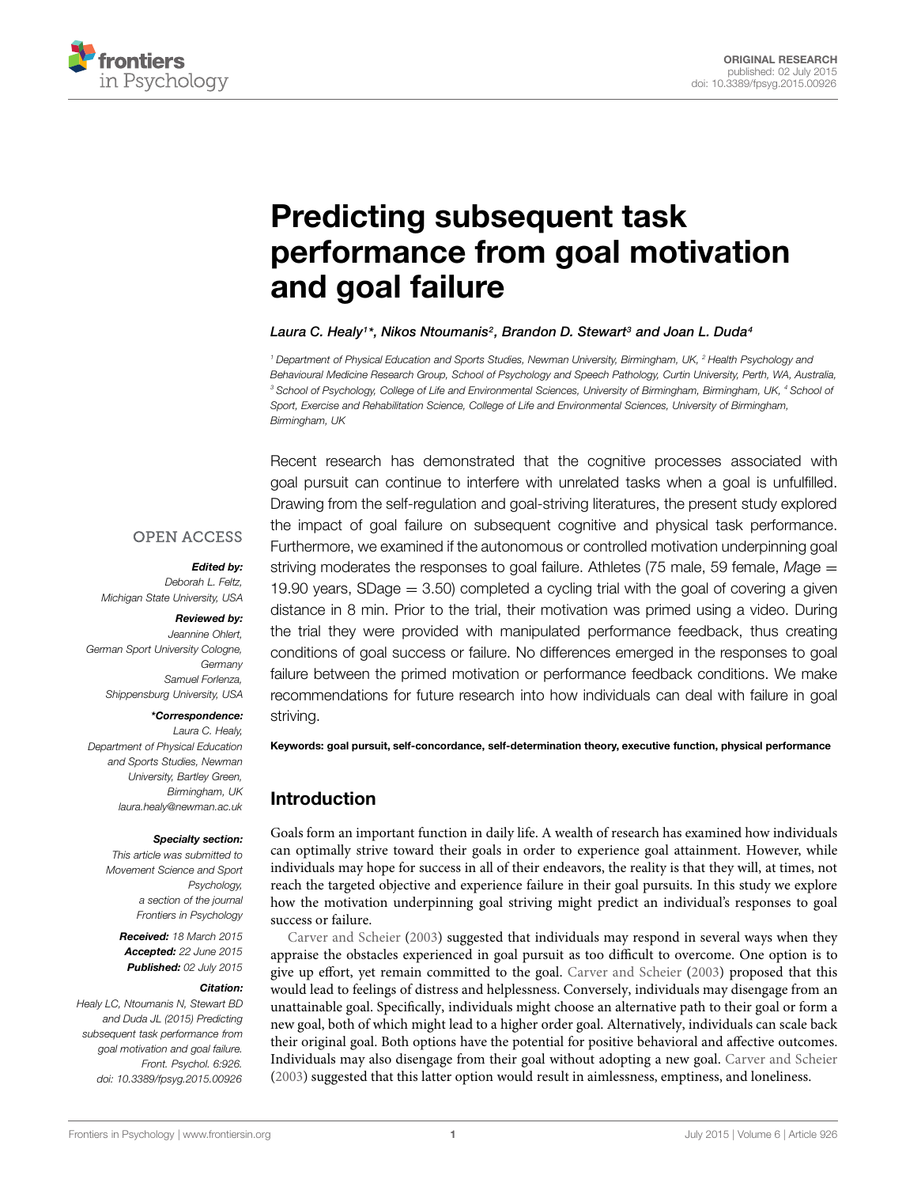ORIGINAL RESEARCH
published: 02 July 2015
doi: 10.3389/fpsyg.2015.00926

# Predicting subsequent task performance from goal motivation and goal failure

*Laura C. Healy[1]\*, Nikos Ntoumanis[2], Brandon D. Stewart[3] and Joan L. Duda[4]*

[1] Department of Physical Education and Sports Studies, Newman University, Birmingham, UK, [2] Health Psychology and Behavioural Medicine Research Group, School of Psychology and Speech Pathology, Curtin University, Perth, WA, Australia, [3] School of Psychology, College of Life and Environmental Sciences, University of Birmingham, Birmingham, UK, [4] School of Sport, Exercise and Rehabilitation Science, College of Life and Environmental Sciences, University of Birmingham, Birmingham, UK

OPEN ACCESS

***Edited by:***
*Deborah L. Feltz,*
*Michigan State University, USA*

***Reviewed by:***
*Jeannine Ohlert,*
*German Sport University Cologne, Germany*
*Samuel Forlenza,*
*Shippensburg University, USA*

***\*Correspondence:***
*Laura C. Healy,*
*Department of Physical Education and Sports Studies, Newman University, Bartley Green, Birmingham, UK*
*laura.healy@newman.ac.uk*

***Specialty section:***
*This article was submitted to Movement Science and Sport Psychology, a section of the journal Frontiers in Psychology*

***Received:*** *18 March 2015*
***Accepted:*** *22 June 2015*
***Published:*** *02 July 2015*

***Citation:***
*Healy LC, Ntoumanis N, Stewart BD and Duda JL (2015) Predicting subsequent task performance from goal motivation and goal failure. Front. Psychol. 6:926. doi: 10.3389/fpsyg.2015.00926*

Recent research has demonstrated that the cognitive processes associated with goal pursuit can continue to interfere with unrelated tasks when a goal is unfulfilled. Drawing from the self-regulation and goal-striving literatures, the present study explored the impact of goal failure on subsequent cognitive and physical task performance. Furthermore, we examined if the autonomous or controlled motivation underpinning goal striving moderates the responses to goal failure. Athletes (75 male, 59 female, *M*age = 19.90 years, SDage = 3.50) completed a cycling trial with the goal of covering a given distance in 8 min. Prior to the trial, their motivation was primed using a video. During the trial they were provided with manipulated performance feedback, thus creating conditions of goal success or failure. No differences emerged in the responses to goal failure between the primed motivation or performance feedback conditions. We make recommendations for future research into how individuals can deal with failure in goal striving.

**Keywords: goal pursuit, self-concordance, self-determination theory, executive function, physical performance**

## Introduction

Goals form an important function in daily life. A wealth of research has examined how individuals can optimally strive toward their goals in order to experience goal attainment. However, while individuals may hope for success in all of their endeavors, the reality is that they will, at times, not reach the targeted objective and experience failure in their goal pursuits. In this study we explore how the motivation underpinning goal striving might predict an individual's responses to goal success or failure.

Carver and Scheier (2003) suggested that individuals may respond in several ways when they appraise the obstacles experienced in goal pursuit as too difficult to overcome. One option is to give up effort, yet remain committed to the goal. Carver and Scheier (2003) proposed that this would lead to feelings of distress and helplessness. Conversely, individuals may disengage from an unattainable goal. Specifically, individuals might choose an alternative path to their goal or form a new goal, both of which might lead to a higher order goal. Alternatively, individuals can scale back their original goal. Both options have the potential for positive behavioral and affective outcomes. Individuals may also disengage from their goal without adopting a new goal. Carver and Scheier (2003) suggested that this latter option would result in aimlessness, emptiness, and loneliness.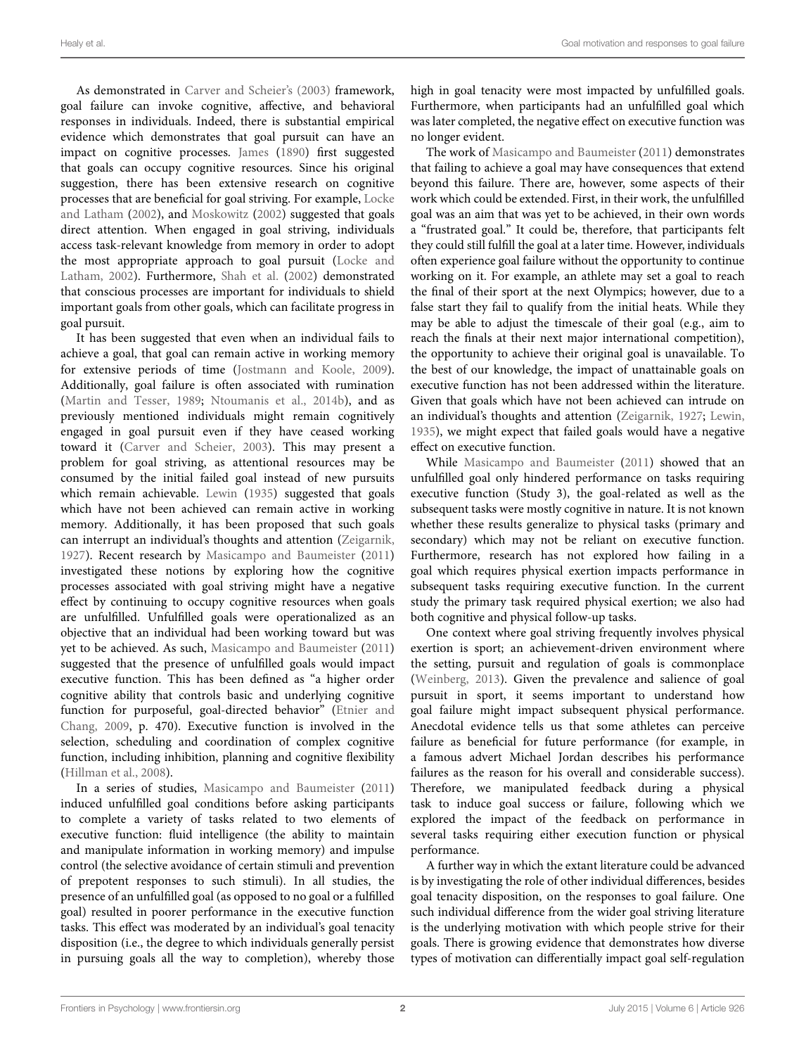As demonstrated in Carver and Scheier's (2003) framework, goal failure can invoke cognitive, affective, and behavioral responses in individuals. Indeed, there is substantial empirical evidence which demonstrates that goal pursuit can have an impact on cognitive processes. James (1890) first suggested that goals can occupy cognitive resources. Since his original suggestion, there has been extensive research on cognitive processes that are beneficial for goal striving. For example, Locke and Latham (2002), and Moskowitz (2002) suggested that goals direct attention. When engaged in goal striving, individuals access task-relevant knowledge from memory in order to adopt the most appropriate approach to goal pursuit (Locke and Latham, 2002). Furthermore, Shah et al. (2002) demonstrated that conscious processes are important for individuals to shield important goals from other goals, which can facilitate progress in goal pursuit.

It has been suggested that even when an individual fails to achieve a goal, that goal can remain active in working memory for extensive periods of time (Jostmann and Koole, 2009). Additionally, goal failure is often associated with rumination (Martin and Tesser, 1989; Ntoumanis et al., 2014b), and as previously mentioned individuals might remain cognitively engaged in goal pursuit even if they have ceased working toward it (Carver and Scheier, 2003). This may present a problem for goal striving, as attentional resources may be consumed by the initial failed goal instead of new pursuits which remain achievable. Lewin (1935) suggested that goals which have not been achieved can remain active in working memory. Additionally, it has been proposed that such goals can interrupt an individual's thoughts and attention (Zeigarnik, 1927). Recent research by Masicampo and Baumeister (2011) investigated these notions by exploring how the cognitive processes associated with goal striving might have a negative effect by continuing to occupy cognitive resources when goals are unfulfilled. Unfulfilled goals were operationalized as an objective that an individual had been working toward but was yet to be achieved. As such, Masicampo and Baumeister (2011) suggested that the presence of unfulfilled goals would impact executive function. This has been defined as "a higher order cognitive ability that controls basic and underlying cognitive function for purposeful, goal-directed behavior" (Etnier and Chang, 2009, p. 470). Executive function is involved in the selection, scheduling and coordination of complex cognitive function, including inhibition, planning and cognitive flexibility (Hillman et al., 2008).

In a series of studies, Masicampo and Baumeister (2011) induced unfulfilled goal conditions before asking participants to complete a variety of tasks related to two elements of executive function: fluid intelligence (the ability to maintain and manipulate information in working memory) and impulse control (the selective avoidance of certain stimuli and prevention of prepotent responses to such stimuli). In all studies, the presence of an unfulfilled goal (as opposed to no goal or a fulfilled goal) resulted in poorer performance in the executive function tasks. This effect was moderated by an individual's goal tenacity disposition (i.e., the degree to which individuals generally persist in pursuing goals all the way to completion), whereby those high in goal tenacity were most impacted by unfulfilled goals. Furthermore, when participants had an unfulfilled goal which was later completed, the negative effect on executive function was no longer evident.

The work of Masicampo and Baumeister (2011) demonstrates that failing to achieve a goal may have consequences that extend beyond this failure. There are, however, some aspects of their work which could be extended. First, in their work, the unfulfilled goal was an aim that was yet to be achieved, in their own words a "frustrated goal." It could be, therefore, that participants felt they could still fulfill the goal at a later time. However, individuals often experience goal failure without the opportunity to continue working on it. For example, an athlete may set a goal to reach the final of their sport at the next Olympics; however, due to a false start they fail to qualify from the initial heats. While they may be able to adjust the timescale of their goal (e.g., aim to reach the finals at their next major international competition), the opportunity to achieve their original goal is unavailable. To the best of our knowledge, the impact of unattainable goals on executive function has not been addressed within the literature. Given that goals which have not been achieved can intrude on an individual's thoughts and attention (Zeigarnik, 1927; Lewin, 1935), we might expect that failed goals would have a negative effect on executive function.

While Masicampo and Baumeister (2011) showed that an unfulfilled goal only hindered performance on tasks requiring executive function (Study 3), the goal-related as well as the subsequent tasks were mostly cognitive in nature. It is not known whether these results generalize to physical tasks (primary and secondary) which may not be reliant on executive function. Furthermore, research has not explored how failing in a goal which requires physical exertion impacts performance in subsequent tasks requiring executive function. In the current study the primary task required physical exertion; we also had both cognitive and physical follow-up tasks.

One context where goal striving frequently involves physical exertion is sport; an achievement-driven environment where the setting, pursuit and regulation of goals is commonplace (Weinberg, 2013). Given the prevalence and salience of goal pursuit in sport, it seems important to understand how goal failure might impact subsequent physical performance. Anecdotal evidence tells us that some athletes can perceive failure as beneficial for future performance (for example, in a famous advert Michael Jordan describes his performance failures as the reason for his overall and considerable success). Therefore, we manipulated feedback during a physical task to induce goal success or failure, following which we explored the impact of the feedback on performance in several tasks requiring either execution function or physical performance.

A further way in which the extant literature could be advanced is by investigating the role of other individual differences, besides goal tenacity disposition, on the responses to goal failure. One such individual difference from the wider goal striving literature is the underlying motivation with which people strive for their goals. There is growing evidence that demonstrates how diverse types of motivation can differentially impact goal self-regulation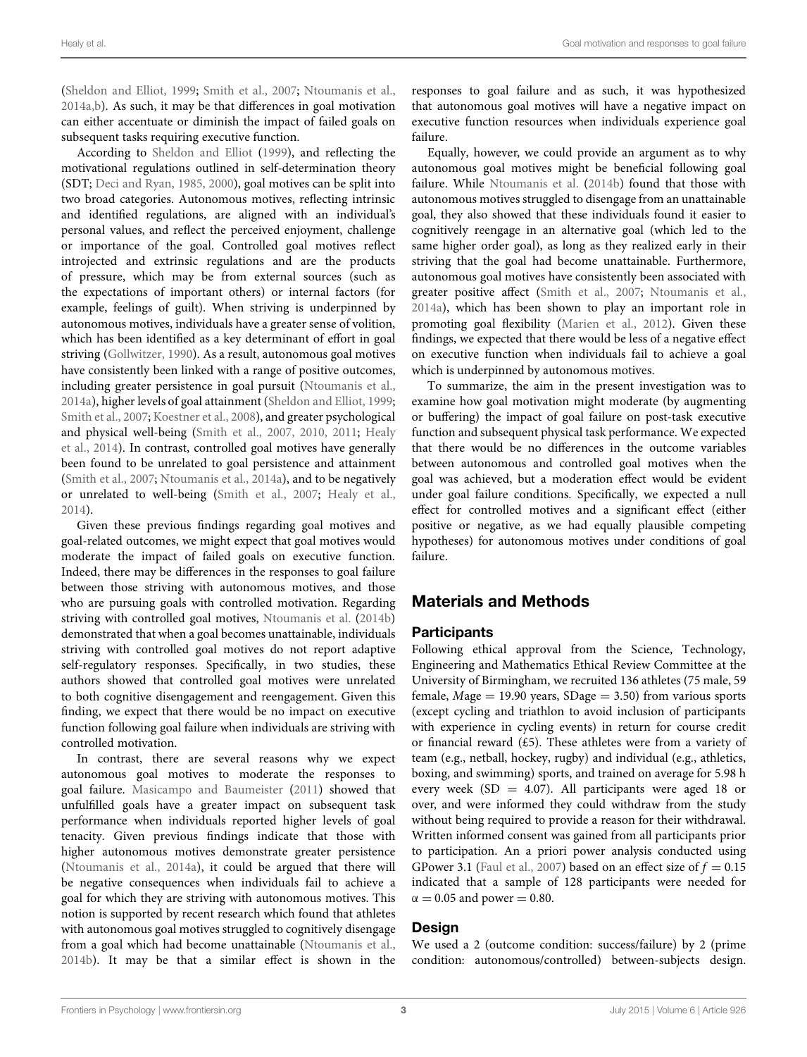(Sheldon and Elliot, 1999; Smith et al., 2007; Ntoumanis et al., 2014a,b). As such, it may be that differences in goal motivation can either accentuate or diminish the impact of failed goals on subsequent tasks requiring executive function.

According to Sheldon and Elliot (1999), and reflecting the motivational regulations outlined in self-determination theory (SDT; Deci and Ryan, 1985, 2000), goal motives can be split into two broad categories. Autonomous motives, reflecting intrinsic and identified regulations, are aligned with an individual's personal values, and reflect the perceived enjoyment, challenge or importance of the goal. Controlled goal motives reflect introjected and extrinsic regulations and are the products of pressure, which may be from external sources (such as the expectations of important others) or internal factors (for example, feelings of guilt). When striving is underpinned by autonomous motives, individuals have a greater sense of volition, which has been identified as a key determinant of effort in goal striving (Gollwitzer, 1990). As a result, autonomous goal motives have consistently been linked with a range of positive outcomes, including greater persistence in goal pursuit (Ntoumanis et al., 2014a), higher levels of goal attainment (Sheldon and Elliot, 1999; Smith et al., 2007; Koestner et al., 2008), and greater psychological and physical well-being (Smith et al., 2007, 2010, 2011; Healy et al., 2014). In contrast, controlled goal motives have generally been found to be unrelated to goal persistence and attainment (Smith et al., 2007; Ntoumanis et al., 2014a), and to be negatively or unrelated to well-being (Smith et al., 2007; Healy et al., 2014).

Given these previous findings regarding goal motives and goal-related outcomes, we might expect that goal motives would moderate the impact of failed goals on executive function. Indeed, there may be differences in the responses to goal failure between those striving with autonomous motives, and those who are pursuing goals with controlled motivation. Regarding striving with controlled goal motives, Ntoumanis et al. (2014b) demonstrated that when a goal becomes unattainable, individuals striving with controlled goal motives do not report adaptive self-regulatory responses. Specifically, in two studies, these authors showed that controlled goal motives were unrelated to both cognitive disengagement and reengagement. Given this finding, we expect that there would be no impact on executive function following goal failure when individuals are striving with controlled motivation.

In contrast, there are several reasons why we expect autonomous goal motives to moderate the responses to goal failure. Masicampo and Baumeister (2011) showed that unfulfilled goals have a greater impact on subsequent task performance when individuals reported higher levels of goal tenacity. Given previous findings indicate that those with higher autonomous motives demonstrate greater persistence (Ntoumanis et al., 2014a), it could be argued that there will be negative consequences when individuals fail to achieve a goal for which they are striving with autonomous motives. This notion is supported by recent research which found that athletes with autonomous goal motives struggled to cognitively disengage from a goal which had become unattainable (Ntoumanis et al., 2014b). It may be that a similar effect is shown in the responses to goal failure and as such, it was hypothesized that autonomous goal motives will have a negative impact on executive function resources when individuals experience goal failure.

Equally, however, we could provide an argument as to why autonomous goal motives might be beneficial following goal failure. While Ntoumanis et al. (2014b) found that those with autonomous motives struggled to disengage from an unattainable goal, they also showed that these individuals found it easier to cognitively reengage in an alternative goal (which led to the same higher order goal), as long as they realized early in their striving that the goal had become unattainable. Furthermore, autonomous goal motives have consistently been associated with greater positive affect (Smith et al., 2007; Ntoumanis et al., 2014a), which has been shown to play an important role in promoting goal flexibility (Marien et al., 2012). Given these findings, we expected that there would be less of a negative effect on executive function when individuals fail to achieve a goal which is underpinned by autonomous motives.

To summarize, the aim in the present investigation was to examine how goal motivation might moderate (by augmenting or buffering) the impact of goal failure on post-task executive function and subsequent physical task performance. We expected that there would be no differences in the outcome variables between autonomous and controlled goal motives when the goal was achieved, but a moderation effect would be evident under goal failure conditions. Specifically, we expected a null effect for controlled motives and a significant effect (either positive or negative, as we had equally plausible competing hypotheses) for autonomous motives under conditions of goal failure.

## Materials and Methods

### Participants

Following ethical approval from the Science, Technology, Engineering and Mathematics Ethical Review Committee at the University of Birmingham, we recruited 136 athletes (75 male, 59 female, $M$age = 19.90 years, SDage = 3.50) from various sports (except cycling and triathlon to avoid inclusion of participants with experience in cycling events) in return for course credit or financial reward (£5). These athletes were from a variety of team (e.g., netball, hockey, rugby) and individual (e.g., athletics, boxing, and swimming) sports, and trained on average for 5.98 h every week (SD = 4.07). All participants were aged 18 or over, and were informed they could withdraw from the study without being required to provide a reason for their withdrawal. Written informed consent was gained from all participants prior to participation. An a priori power analysis conducted using GPower 3.1 (Faul et al., 2007) based on an effect size of $f = 0.15$ indicated that a sample of 128 participants were needed for $\alpha = 0.05$ and power = 0.80.

### Design

We used a 2 (outcome condition: success/failure) by 2 (prime condition: autonomous/controlled) between-subjects design.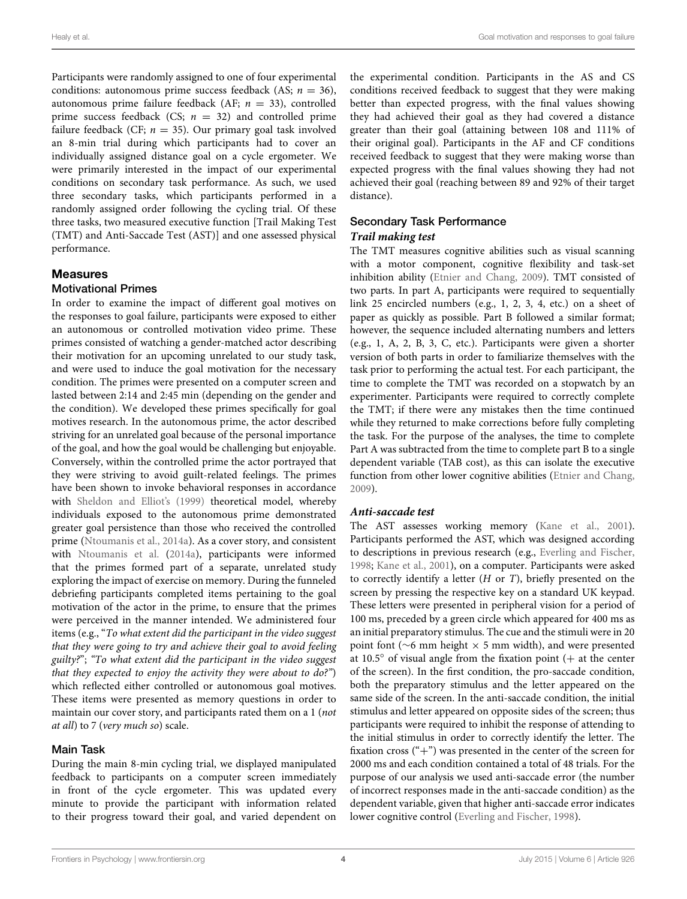Participants were randomly assigned to one of four experimental conditions: autonomous prime success feedback (AS; $n = 36$), autonomous prime failure feedback (AF; $n = 33$), controlled prime success feedback (CS; $n = 32$) and controlled prime failure feedback (CF; $n = 35$). Our primary goal task involved an 8-min trial during which participants had to cover an individually assigned distance goal on a cycle ergometer. We were primarily interested in the impact of our experimental conditions on secondary task performance. As such, we used three secondary tasks, which participants performed in a randomly assigned order following the cycling trial. Of these three tasks, two measured executive function [Trail Making Test (TMT) and Anti-Saccade Test (AST)] and one assessed physical performance.

## Measures

### Motivational Primes

In order to examine the impact of different goal motives on the responses to goal failure, participants were exposed to either an autonomous or controlled motivation video prime. These primes consisted of watching a gender-matched actor describing their motivation for an upcoming unrelated to our study task, and were used to induce the goal motivation for the necessary condition. The primes were presented on a computer screen and lasted between 2:14 and 2:45 min (depending on the gender and the condition). We developed these primes specifically for goal motives research. In the autonomous prime, the actor described striving for an unrelated goal because of the personal importance of the goal, and how the goal would be challenging but enjoyable. Conversely, within the controlled prime the actor portrayed that they were striving to avoid guilt-related feelings. The primes have been shown to invoke behavioral responses in accordance with Sheldon and Elliot's (1999) theoretical model, whereby individuals exposed to the autonomous prime demonstrated greater goal persistence than those who received the controlled prime (Ntoumanis et al., 2014a). As a cover story, and consistent with Ntoumanis et al. (2014a), participants were informed that the primes formed part of a separate, unrelated study exploring the impact of exercise on memory. During the funneled debriefing participants completed items pertaining to the goal motivation of the actor in the prime, to ensure that the primes were perceived in the manner intended. We administered four items (e.g., "*To what extent did the participant in the video suggest that they were going to try and achieve their goal to avoid feeling guilty?*"; "*To what extent did the participant in the video suggest that they expected to enjoy the activity they were about to do?*") which reflected either controlled or autonomous goal motives. These items were presented as memory questions in order to maintain our cover story, and participants rated them on a 1 (*not at all*) to 7 (*very much so*) scale.

### Main Task

During the main 8-min cycling trial, we displayed manipulated feedback to participants on a computer screen immediately in front of the cycle ergometer. This was updated every minute to provide the participant with information related to their progress toward their goal, and varied dependent on the experimental condition. Participants in the AS and CS conditions received feedback to suggest that they were making better than expected progress, with the final values showing they had achieved their goal as they had covered a distance greater than their goal (attaining between 108 and 111% of their original goal). Participants in the AF and CF conditions received feedback to suggest that they were making worse than expected progress with the final values showing they had not achieved their goal (reaching between 89 and 92% of their target distance).

### Secondary Task Performance

#### *Trail making test*

The TMT measures cognitive abilities such as visual scanning with a motor component, cognitive flexibility and task-set inhibition ability (Etnier and Chang, 2009). TMT consisted of two parts. In part A, participants were required to sequentially link 25 encircled numbers (e.g., 1, 2, 3, 4, etc.) on a sheet of paper as quickly as possible. Part B followed a similar format; however, the sequence included alternating numbers and letters (e.g., 1, A, 2, B, 3, C, etc.). Participants were given a shorter version of both parts in order to familiarize themselves with the task prior to performing the actual test. For each participant, the time to complete the TMT was recorded on a stopwatch by an experimenter. Participants were required to correctly complete the TMT; if there were any mistakes then the time continued while they returned to make corrections before fully completing the task. For the purpose of the analyses, the time to complete Part A was subtracted from the time to complete part B to a single dependent variable (TAB cost), as this can isolate the executive function from other lower cognitive abilities (Etnier and Chang, 2009).

#### *Anti-saccade test*

The AST assesses working memory (Kane et al., 2001). Participants performed the AST, which was designed according to descriptions in previous research (e.g., Everling and Fischer, 1998; Kane et al., 2001), on a computer. Participants were asked to correctly identify a letter (*H* or *T*), briefly presented on the screen by pressing the respective key on a standard UK keypad. These letters were presented in peripheral vision for a period of 100 ms, preceded by a green circle which appeared for 400 ms as an initial preparatory stimulus. The cue and the stimuli were in 20 point font (~6 mm height × 5 mm width), and were presented at 10.5° of visual angle from the fixation point (+ at the center of the screen). In the first condition, the pro-saccade condition, both the preparatory stimulus and the letter appeared on the same side of the screen. In the anti-saccade condition, the initial stimulus and letter appeared on opposite sides of the screen; thus participants were required to inhibit the response of attending to the initial stimulus in order to correctly identify the letter. The fixation cross ("+") was presented in the center of the screen for 2000 ms and each condition contained a total of 48 trials. For the purpose of our analysis we used anti-saccade error (the number of incorrect responses made in the anti-saccade condition) as the dependent variable, given that higher anti-saccade error indicates lower cognitive control (Everling and Fischer, 1998).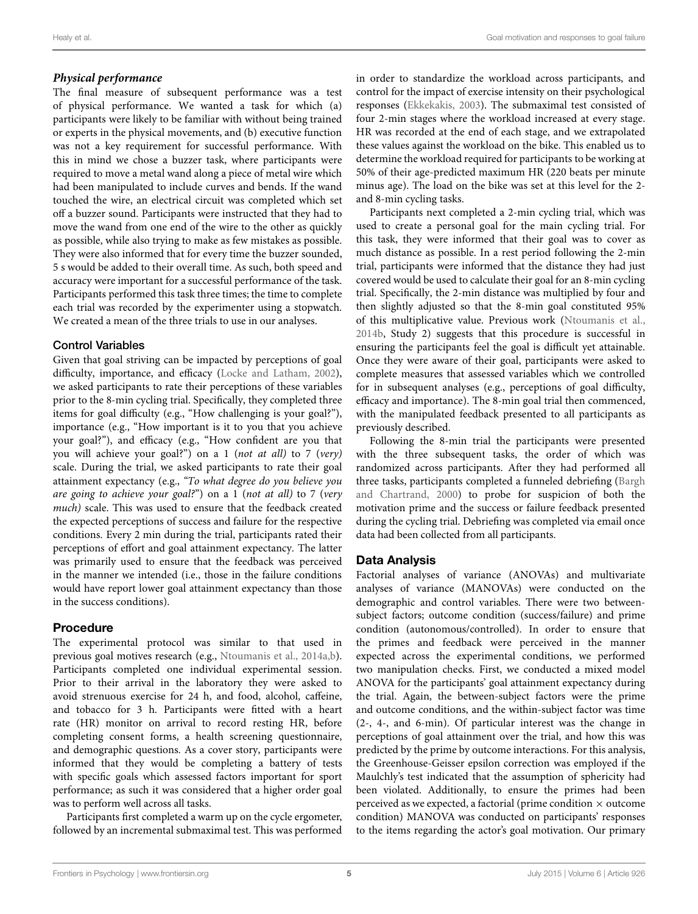### *Physical performance*

The final measure of subsequent performance was a test of physical performance. We wanted a task for which (a) participants were likely to be familiar with without being trained or experts in the physical movements, and (b) executive function was not a key requirement for successful performance. With this in mind we chose a buzzer task, where participants were required to move a metal wand along a piece of metal wire which had been manipulated to include curves and bends. If the wand touched the wire, an electrical circuit was completed which set off a buzzer sound. Participants were instructed that they had to move the wand from one end of the wire to the other as quickly as possible, while also trying to make as few mistakes as possible. They were also informed that for every time the buzzer sounded, 5 s would be added to their overall time. As such, both speed and accuracy were important for a successful performance of the task. Participants performed this task three times; the time to complete each trial was recorded by the experimenter using a stopwatch. We created a mean of the three trials to use in our analyses.

### Control Variables

Given that goal striving can be impacted by perceptions of goal difficulty, importance, and efficacy (Locke and Latham, 2002), we asked participants to rate their perceptions of these variables prior to the 8-min cycling trial. Specifically, they completed three items for goal difficulty (e.g., "How challenging is your goal?"), importance (e.g., "How important is it to you that you achieve your goal?"), and efficacy (e.g., "How confident are you that you will achieve your goal?") on a 1 (*not at all*) to 7 (*very*) scale. During the trial, we asked participants to rate their goal attainment expectancy (e.g., *"To what degree do you believe you are going to achieve your goal?"*) on a 1 (*not at all*) to 7 (*very much*) scale. This was used to ensure that the feedback created the expected perceptions of success and failure for the respective conditions. Every 2 min during the trial, participants rated their perceptions of effort and goal attainment expectancy. The latter was primarily used to ensure that the feedback was perceived in the manner we intended (i.e., those in the failure conditions would have report lower goal attainment expectancy than those in the success conditions).

## Procedure

The experimental protocol was similar to that used in previous goal motives research (e.g., Ntoumanis et al., 2014a,b). Participants completed one individual experimental session. Prior to their arrival in the laboratory they were asked to avoid strenuous exercise for 24 h, and food, alcohol, caffeine, and tobacco for 3 h. Participants were fitted with a heart rate (HR) monitor on arrival to record resting HR, before completing consent forms, a health screening questionnaire, and demographic questions. As a cover story, participants were informed that they would be completing a battery of tests with specific goals which assessed factors important for sport performance; as such it was considered that a higher order goal was to perform well across all tasks.

Participants first completed a warm up on the cycle ergometer, followed by an incremental submaximal test. This was performed in order to standardize the workload across participants, and control for the impact of exercise intensity on their psychological responses (Ekkekakis, 2003). The submaximal test consisted of four 2-min stages where the workload increased at every stage. HR was recorded at the end of each stage, and we extrapolated these values against the workload on the bike. This enabled us to determine the workload required for participants to be working at 50% of their age-predicted maximum HR (220 beats per minute minus age). The load on the bike was set at this level for the 2- and 8-min cycling tasks.

Participants next completed a 2-min cycling trial, which was used to create a personal goal for the main cycling trial. For this task, they were informed that their goal was to cover as much distance as possible. In a rest period following the 2-min trial, participants were informed that the distance they had just covered would be used to calculate their goal for an 8-min cycling trial. Specifically, the 2-min distance was multiplied by four and then slightly adjusted so that the 8-min goal constituted 95% of this multiplicative value. Previous work (Ntoumanis et al., 2014b, Study 2) suggests that this procedure is successful in ensuring the participants feel the goal is difficult yet attainable. Once they were aware of their goal, participants were asked to complete measures that assessed variables which we controlled for in subsequent analyses (e.g., perceptions of goal difficulty, efficacy and importance). The 8-min goal trial then commenced, with the manipulated feedback presented to all participants as previously described.

Following the 8-min trial the participants were presented with the three subsequent tasks, the order of which was randomized across participants. After they had performed all three tasks, participants completed a funneled debriefing (Bargh and Chartrand, 2000) to probe for suspicion of both the motivation prime and the success or failure feedback presented during the cycling trial. Debriefing was completed via email once data had been collected from all participants.

## Data Analysis

Factorial analyses of variance (ANOVAs) and multivariate analyses of variance (MANOVAs) were conducted on the demographic and control variables. There were two between-subject factors; outcome condition (success/failure) and prime condition (autonomous/controlled). In order to ensure that the primes and feedback were perceived in the manner expected across the experimental conditions, we performed two manipulation checks. First, we conducted a mixed model ANOVA for the participants' goal attainment expectancy during the trial. Again, the between-subject factors were the prime and outcome conditions, and the within-subject factor was time (2-, 4-, and 6-min). Of particular interest was the change in perceptions of goal attainment over the trial, and how this was predicted by the prime by outcome interactions. For this analysis, the Greenhouse-Geisser epsilon correction was employed if the Maulchly's test indicated that the assumption of sphericity had been violated. Additionally, to ensure the primes had been perceived as we expected, a factorial (prime condition × outcome condition) MANOVA was conducted on participants' responses to the items regarding the actor's goal motivation. Our primary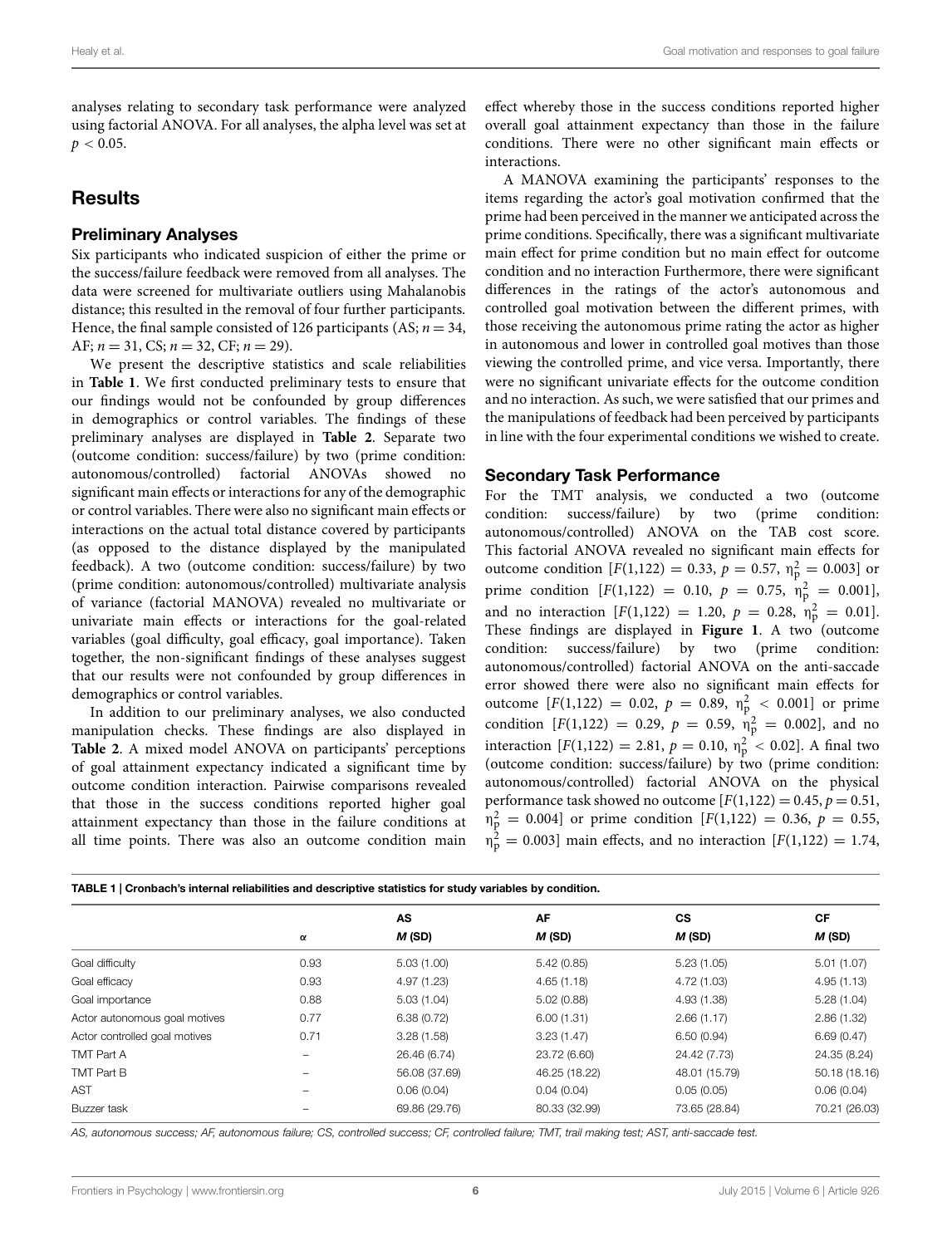analyses relating to secondary task performance were analyzed using factorial ANOVA. For all analyses, the alpha level was set at $p < 0.05$.

## Results

### Preliminary Analyses

Six participants who indicated suspicion of either the prime or the success/failure feedback were removed from all analyses. The data were screened for multivariate outliers using Mahalanobis distance; this resulted in the removal of four further participants. Hence, the final sample consisted of 126 participants (AS; $n = 34$, AF; $n = 31$, CS; $n = 32$, CF; $n = 29$).

We present the descriptive statistics and scale reliabilities in **Table 1**. We first conducted preliminary tests to ensure that our findings would not be confounded by group differences in demographics or control variables. The findings of these preliminary analyses are displayed in **Table 2**. Separate two (outcome condition: success/failure) by two (prime condition: autonomous/controlled) factorial ANOVAs showed no significant main effects or interactions for any of the demographic or control variables. There were also no significant main effects or interactions on the actual total distance covered by participants (as opposed to the distance displayed by the manipulated feedback). A two (outcome condition: success/failure) by two (prime condition: autonomous/controlled) multivariate analysis of variance (factorial MANOVA) revealed no multivariate or univariate main effects or interactions for the goal-related variables (goal difficulty, goal efficacy, goal importance). Taken together, the non-significant findings of these analyses suggest that our results were not confounded by group differences in demographics or control variables.

In addition to our preliminary analyses, we also conducted manipulation checks. These findings are also displayed in **Table 2**. A mixed model ANOVA on participants' perceptions of goal attainment expectancy indicated a significant time by outcome condition interaction. Pairwise comparisons revealed that those in the success conditions reported higher goal attainment expectancy than those in the failure conditions at all time points. There was also an outcome condition main effect whereby those in the success conditions reported higher overall goal attainment expectancy than those in the failure conditions. There were no other significant main effects or interactions.

A MANOVA examining the participants' responses to the items regarding the actor's goal motivation confirmed that the prime had been perceived in the manner we anticipated across the prime conditions. Specifically, there was a significant multivariate main effect for prime condition but no main effect for outcome condition and no interaction Furthermore, there were significant differences in the ratings of the actor's autonomous and controlled goal motivation between the different primes, with those receiving the autonomous prime rating the actor as higher in autonomous and lower in controlled goal motives than those viewing the controlled prime, and vice versa. Importantly, there were no significant univariate effects for the outcome condition and no interaction. As such, we were satisfied that our primes and the manipulations of feedback had been perceived by participants in line with the four experimental conditions we wished to create.

### Secondary Task Performance

For the TMT analysis, we conducted a two (outcome condition: success/failure) by two (prime condition: autonomous/controlled) ANOVA on the TAB cost score. This factorial ANOVA revealed no significant main effects for outcome condition [$F(1,122) = 0.33$, $p = 0.57$, $\eta_p^2 = 0.003$] or prime condition [$F(1,122) = 0.10$, $p = 0.75$, $\eta_p^2 = 0.001$], and no interaction [$F(1,122) = 1.20$, $p = 0.28$, $\eta_p^2 = 0.01$]. These findings are displayed in **Figure 1**. A two (outcome condition: success/failure) by two (prime condition: autonomous/controlled) factorial ANOVA on the anti-saccade error showed there were also no significant main effects for outcome [$F(1,122) = 0.02$, $p = 0.89$, $\eta_p^2 < 0.001$] or prime condition [$F(1,122) = 0.29$, $p = 0.59$, $\eta_p^2 = 0.002$], and no interaction [$F(1,122) = 2.81$, $p = 0.10$, $\eta_p^2 < 0.02$]. A final two (outcome condition: success/failure) by two (prime condition: autonomous/controlled) factorial ANOVA on the physical performance task showed no outcome [$F(1,122) = 0.45$, $p = 0.51$, $\eta_p^2 = 0.004$] or prime condition [$F(1,122) = 0.36$, $p = 0.55$, $\eta_p^2 = 0.003$] main effects, and no interaction [$F(1,122) = 1.74$,

**TABLE 1 | Cronbach's internal reliabilities and descriptive statistics for study variables by condition.**

| | α | AS<br>*M* (SD) | AF<br>*M* (SD) | CS<br>*M* (SD) | CF<br>*M* (SD) |
|---|---|---|---|---|---|
| Goal difficulty | 0.93 | 5.03 (1.00) | 5.42 (0.85) | 5.23 (1.05) | 5.01 (1.07) |
| Goal efficacy | 0.93 | 4.97 (1.23) | 4.65 (1.18) | 4.72 (1.03) | 4.95 (1.13) |
| Goal importance | 0.88 | 5.03 (1.04) | 5.02 (0.88) | 4.93 (1.38) | 5.28 (1.04) |
| Actor autonomous goal motives | 0.77 | 6.38 (0.72) | 6.00 (1.31) | 2.66 (1.17) | 2.86 (1.32) |
| Actor controlled goal motives | 0.71 | 3.28 (1.58) | 3.23 (1.47) | 6.50 (0.94) | 6.69 (0.47) |
| TMT Part A | – | 26.46 (6.74) | 23.72 (6.60) | 24.42 (7.73) | 24.35 (8.24) |
| TMT Part B | – | 56.08 (37.69) | 46.25 (18.22) | 48.01 (15.79) | 50.18 (18.16) |
| AST | – | 0.06 (0.04) | 0.04 (0.04) | 0.05 (0.05) | 0.06 (0.04) |
| Buzzer task | – | 69.86 (29.76) | 80.33 (32.99) | 73.65 (28.84) | 70.21 (26.03) |

*AS, autonomous success; AF, autonomous failure; CS, controlled success; CF, controlled failure; TMT, trail making test; AST, anti-saccade test.*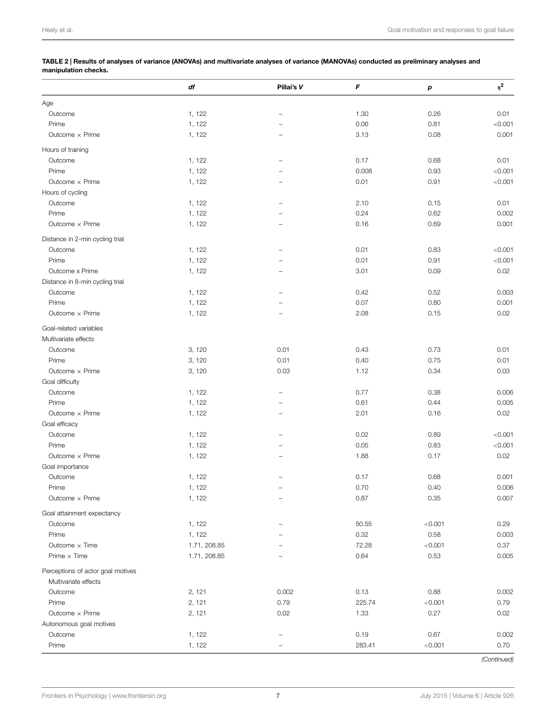**TABLE 2 | Results of analyses of variance (ANOVAs) and multivariate analyses of variance (MANOVAs) conducted as preliminary analyses and manipulation checks.**

| | *df* | Pillai's *V* | *F* | *p* | $\eta^2$ |
|---|---|---|---|---|---|
| Age | | | | | |
| Outcome | 1, 122 | – | 1.30 | 0.26 | 0.01 |
| Prime | 1, 122 | – | 0.06 | 0.81 | <0.001 |
| Outcome × Prime | 1, 122 | – | 3.13 | 0.08 | 0.001 |
| Hours of training | | | | | |
| Outcome | 1, 122 | – | 0.17 | 0.68 | 0.01 |
| Prime | 1, 122 | – | 0.008 | 0.93 | <0.001 |
| Outcome × Prime | 1, 122 | – | 0.01 | 0.91 | <0.001 |
| Hours of cycling | | | | | |
| Outcome | 1, 122 | – | 2.10 | 0.15 | 0.01 |
| Prime | 1, 122 | – | 0.24 | 0.62 | 0.002 |
| Outcome × Prime | 1, 122 | – | 0.16 | 0.69 | 0.001 |
| Distance in 2-min cycling trial | | | | | |
| Outcome | 1, 122 | – | 0.01 | 0.83 | <0.001 |
| Prime | 1, 122 | – | 0.01 | 0.91 | <0.001 |
| Outcome x Prime | 1, 122 | – | 3.01 | 0.09 | 0.02 |
| Distance in 8-min cycling trial | | | | | |
| Outcome | 1, 122 | – | 0.42 | 0.52 | 0.003 |
| Prime | 1, 122 | – | 0.07 | 0.80 | 0.001 |
| Outcome × Prime | 1, 122 | – | 2.08 | 0.15 | 0.02 |
| Goal-related variables | | | | | |
| Multivariate effects | | | | | |
| Outcome | 3, 120 | 0.01 | 0.43 | 0.73 | 0.01 |
| Prime | 3, 120 | 0.01 | 0.40 | 0.75 | 0.01 |
| Outcome × Prime | 3, 120 | 0.03 | 1.12 | 0.34 | 0.03 |
| Goal difficulty | | | | | |
| Outcome | 1, 122 | – | 0.77 | 0.38 | 0.006 |
| Prime | 1, 122 | – | 0.61 | 0.44 | 0.005 |
| Outcome × Prime | 1, 122 | – | 2.01 | 0.16 | 0.02 |
| Goal efficacy | | | | | |
| Outcome | 1, 122 | – | 0.02 | 0.89 | <0.001 |
| Prime | 1, 122 | – | 0.05 | 0.83 | <0.001 |
| Outcome × Prime | 1, 122 | – | 1.88 | 0.17 | 0.02 |
| Goal importance | | | | | |
| Outcome | 1, 122 | – | 0.17 | 0.68 | 0.001 |
| Prime | 1, 122 | – | 0.70 | 0.40 | 0.006 |
| Outcome × Prime | 1, 122 | – | 0.87 | 0.35 | 0.007 |
| Goal attainment expectancy | | | | | |
| Outcome | 1, 122 | – | 50.55 | <0.001 | 0.29 |
| Prime | 1, 122 | – | 0.32 | 0.58 | 0.003 |
| Outcome × Time | 1.71, 208.85 | – | 72.28 | <0.001 | 0.37 |
| Prime × Time | 1.71, 208.85 | – | 0.64 | 0.53 | 0.005 |
| Perceptions of actor goal motives | | | | | |
| Multivariate effects | | | | | |
| Outcome | 2, 121 | 0.002 | 0.13 | 0.88 | 0.002 |
| Prime | 2, 121 | 0.79 | 225.74 | <0.001 | 0.79 |
| Outcome × Prime | 2, 121 | 0.02 | 1.33 | 0.27 | 0.02 |
| Autonomous goal motives | | | | | |
| Outcome | 1, 122 | – | 0.19 | 0.67 | 0.002 |
| Prime | 1, 122 | – | 283.41 | <0.001 | 0.70 |

*(Continued)*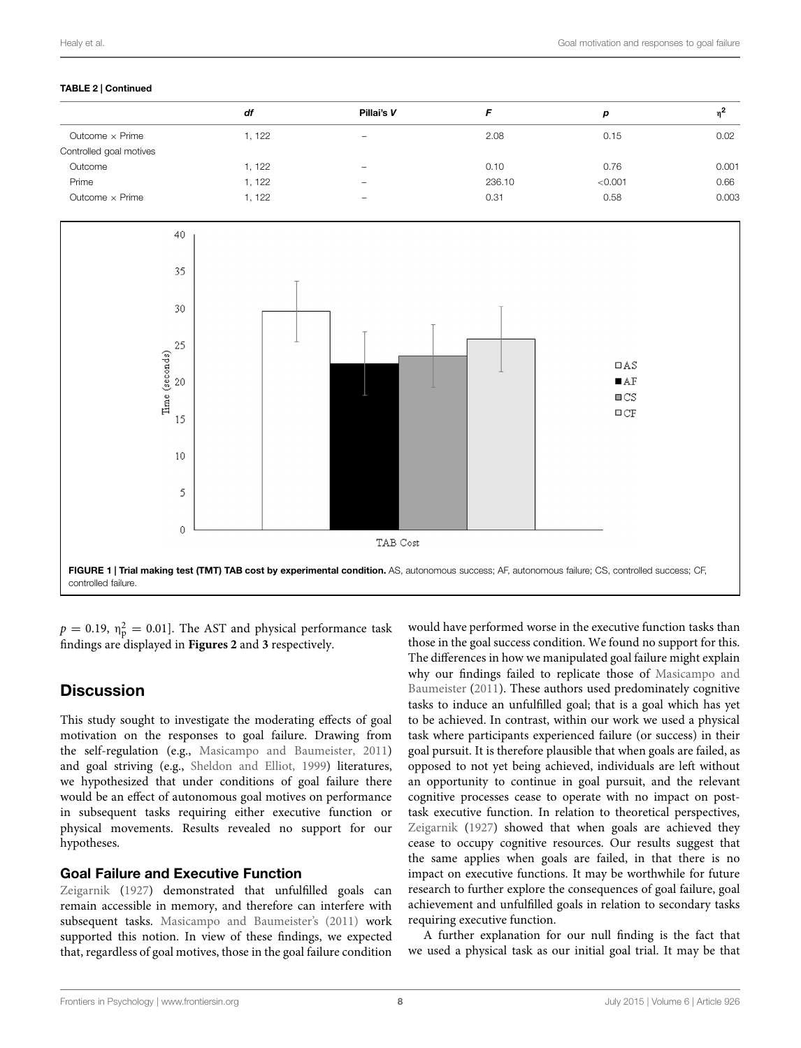**TABLE 2 | Continued**

| | *df* | Pillai's *V* | *F* | *p* | $\eta^2$ |
|---|---|---|---|---|---|
| Outcome × Prime | 1, 122 | – | 2.08 | 0.15 | 0.02 |
| Controlled goal motives | | | | | |
| Outcome | 1, 122 | – | 0.10 | 0.76 | 0.001 |
| Prime | 1, 122 | – | 236.10 | <0.001 | 0.66 |
| Outcome × Prime | 1, 122 | – | 0.31 | 0.58 | 0.003 |

**FIGURE 1 | Trial making test (TMT) TAB cost by experimental condition.** AS, autonomous success; AF, autonomous failure; CS, controlled success; CF, controlled failure.

$p = 0.19$, $\eta_p^2 = 0.01$]. The AST and physical performance task findings are displayed in **Figures 2** and **3** respectively.

## Discussion

This study sought to investigate the moderating effects of goal motivation on the responses to goal failure. Drawing from the self-regulation (e.g., Masicampo and Baumeister, 2011) and goal striving (e.g., Sheldon and Elliot, 1999) literatures, we hypothesized that under conditions of goal failure there would be an effect of autonomous goal motives on performance in subsequent tasks requiring either executive function or physical movements. Results revealed no support for our hypotheses.

### Goal Failure and Executive Function

Zeigarnik (1927) demonstrated that unfulfilled goals can remain accessible in memory, and therefore can interfere with subsequent tasks. Masicampo and Baumeister's (2011) work supported this notion. In view of these findings, we expected that, regardless of goal motives, those in the goal failure condition would have performed worse in the executive function tasks than those in the goal success condition. We found no support for this. The differences in how we manipulated goal failure might explain why our findings failed to replicate those of Masicampo and Baumeister (2011). These authors used predominately cognitive tasks to induce an unfulfilled goal; that is a goal which has yet to be achieved. In contrast, within our work we used a physical task where participants experienced failure (or success) in their goal pursuit. It is therefore plausible that when goals are failed, as opposed to not yet being achieved, individuals are left without an opportunity to continue in goal pursuit, and the relevant cognitive processes cease to operate with no impact on post-task executive function. In relation to theoretical perspectives, Zeigarnik (1927) showed that when goals are achieved they cease to occupy cognitive resources. Our results suggest that the same applies when goals are failed, in that there is no impact on executive functions. It may be worthwhile for future research to further explore the consequences of goal failure, goal achievement and unfulfilled goals in relation to secondary tasks requiring executive function.

A further explanation for our null finding is the fact that we used a physical task as our initial goal trial. It may be that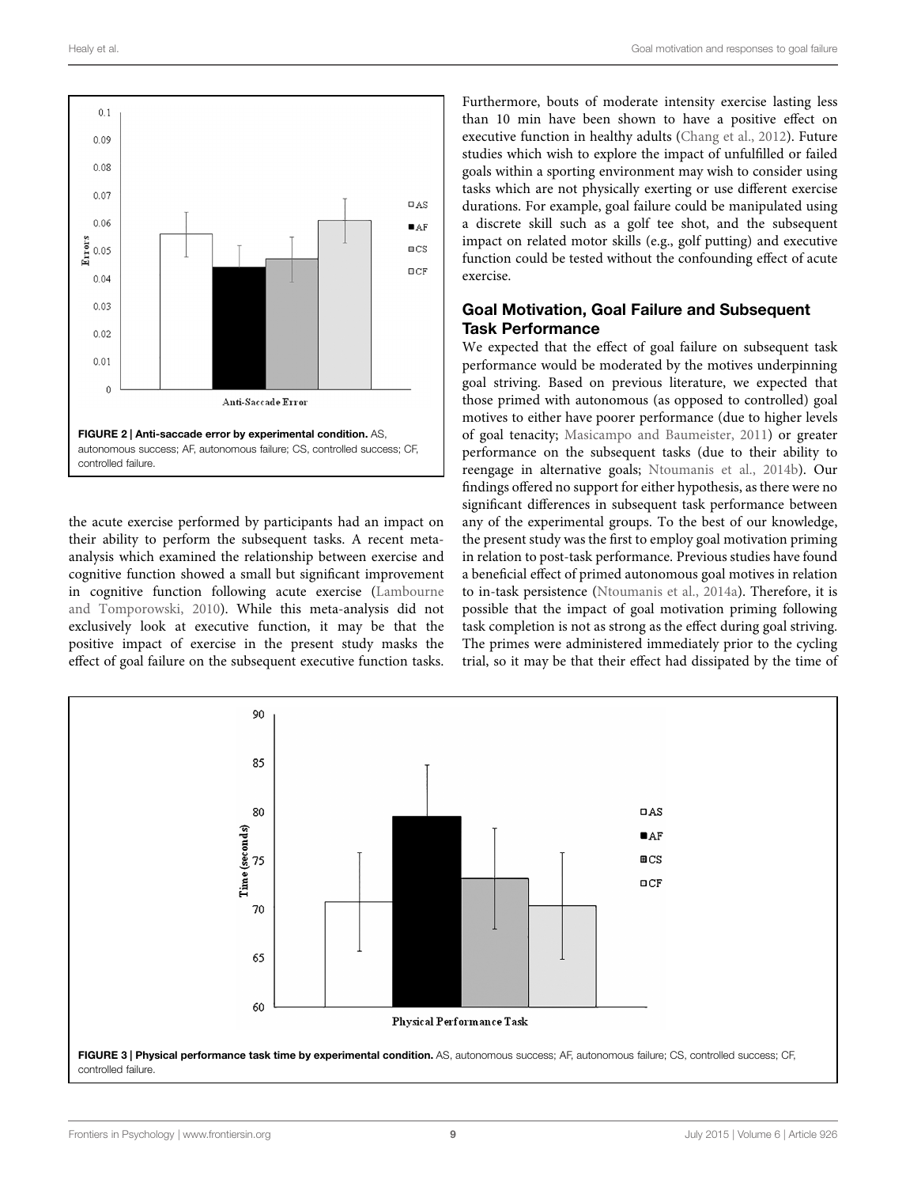FIGURE 2 | Anti-saccade error by experimental condition. AS, autonomous success; AF, autonomous failure; CS, controlled success; CF, controlled failure.

the acute exercise performed by participants had an impact on their ability to perform the subsequent tasks. A recent meta-analysis which examined the relationship between exercise and cognitive function showed a small but significant improvement in cognitive function following acute exercise (Lambourne and Tomporowski, 2010). While this meta-analysis did not exclusively look at executive function, it may be that the positive impact of exercise in the present study masks the effect of goal failure on the subsequent executive function tasks. Furthermore, bouts of moderate intensity exercise lasting less than 10 min have been shown to have a positive effect on executive function in healthy adults (Chang et al., 2012). Future studies which wish to explore the impact of unfulfilled or failed goals within a sporting environment may wish to consider using tasks which are not physically exerting or use different exercise durations. For example, goal failure could be manipulated using a discrete skill such as a golf tee shot, and the subsequent impact on related motor skills (e.g., golf putting) and executive function could be tested without the confounding effect of acute exercise.

### Goal Motivation, Goal Failure and Subsequent Task Performance

We expected that the effect of goal failure on subsequent task performance would be moderated by the motives underpinning goal striving. Based on previous literature, we expected that those primed with autonomous (as opposed to controlled) goal motives to either have poorer performance (due to higher levels of goal tenacity; Masicampo and Baumeister, 2011) or greater performance on the subsequent tasks (due to their ability to reengage in alternative goals; Ntoumanis et al., 2014b). Our findings offered no support for either hypothesis, as there were no significant differences in subsequent task performance between any of the experimental groups. To the best of our knowledge, the present study was the first to employ goal motivation priming in relation to post-task performance. Previous studies have found a beneficial effect of primed autonomous goal motives in relation to in-task persistence (Ntoumanis et al., 2014a). Therefore, it is possible that the impact of goal motivation priming following task completion is not as strong as the effect during goal striving. The primes were administered immediately prior to the cycling trial, so it may be that their effect had dissipated by the time of

FIGURE 3 | Physical performance task time by experimental condition. AS, autonomous success; AF, autonomous failure; CS, controlled success; CF, controlled failure.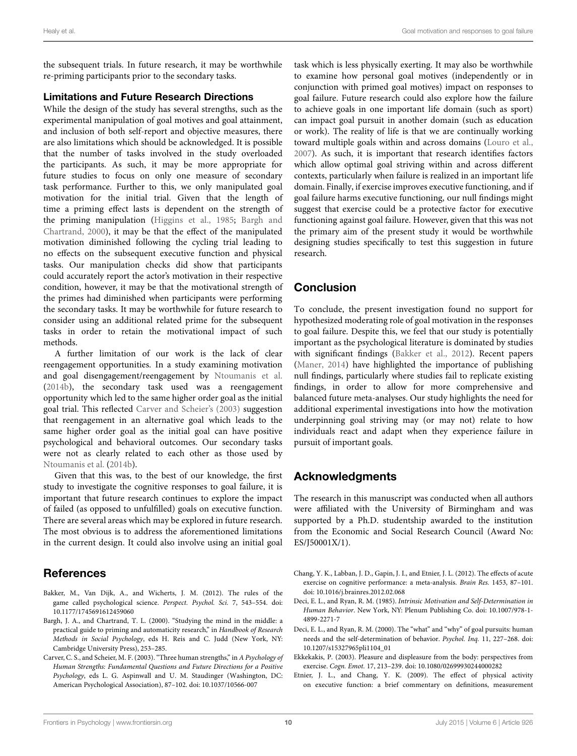the subsequent trials. In future research, it may be worthwhile re-priming participants prior to the secondary tasks.

### Limitations and Future Research Directions

While the design of the study has several strengths, such as the experimental manipulation of goal motives and goal attainment, and inclusion of both self-report and objective measures, there are also limitations which should be acknowledged. It is possible that the number of tasks involved in the study overloaded the participants. As such, it may be more appropriate for future studies to focus on only one measure of secondary task performance. Further to this, we only manipulated goal motivation for the initial trial. Given that the length of time a priming effect lasts is dependent on the strength of the priming manipulation (Higgins et al., 1985; Bargh and Chartrand, 2000), it may be that the effect of the manipulated motivation diminished following the cycling trial leading to no effects on the subsequent executive function and physical tasks. Our manipulation checks did show that participants could accurately report the actor's motivation in their respective condition, however, it may be that the motivational strength of the primes had diminished when participants were performing the secondary tasks. It may be worthwhile for future research to consider using an additional related prime for the subsequent tasks in order to retain the motivational impact of such methods.

A further limitation of our work is the lack of clear reengagement opportunities. In a study examining motivation and goal disengagement/reengagement by Ntoumanis et al. (2014b), the secondary task used was a reengagement opportunity which led to the same higher order goal as the initial goal trial. This reflected Carver and Scheier's (2003) suggestion that reengagement in an alternative goal which leads to the same higher order goal as the initial goal can have positive psychological and behavioral outcomes. Our secondary tasks were not as clearly related to each other as those used by Ntoumanis et al. (2014b).

Given that this was, to the best of our knowledge, the first study to investigate the cognitive responses to goal failure, it is important that future research continues to explore the impact of failed (as opposed to unfulfilled) goals on executive function. There are several areas which may be explored in future research. The most obvious is to address the aforementioned limitations in the current design. It could also involve using an initial goal task which is less physically exerting. It may also be worthwhile to examine how personal goal motives (independently or in conjunction with primed goal motives) impact on responses to goal failure. Future research could also explore how the failure to achieve goals in one important life domain (such as sport) can impact goal pursuit in another domain (such as education or work). The reality of life is that we are continually working toward multiple goals within and across domains (Louro et al., 2007). As such, it is important that research identifies factors which allow optimal goal striving within and across different contexts, particularly when failure is realized in an important life domain. Finally, if exercise improves executive functioning, and if goal failure harms executive functioning, our null findings might suggest that exercise could be a protective factor for executive functioning against goal failure. However, given that this was not the primary aim of the present study it would be worthwhile designing studies specifically to test this suggestion in future research.

## Conclusion

To conclude, the present investigation found no support for hypothesized moderating role of goal motivation in the responses to goal failure. Despite this, we feel that our study is potentially important as the psychological literature is dominated by studies with significant findings (Bakker et al., 2012). Recent papers (Maner, 2014) have highlighted the importance of publishing null findings, particularly where studies fail to replicate existing findings, in order to allow for more comprehensive and balanced future meta-analyses. Our study highlights the need for additional experimental investigations into how the motivation underpinning goal striving may (or may not) relate to how individuals react and adapt when they experience failure in pursuit of important goals.

## Acknowledgments

The research in this manuscript was conducted when all authors were affiliated with the University of Birmingham and was supported by a Ph.D. studentship awarded to the institution from the Economic and Social Research Council (Award No: ES/J50001X/1).

## References

Bakker, M., Van Dijk, A., and Wicherts, J. M. (2012). The rules of the game called psychological science. *Perspect. Psychol. Sci.* 7, 543–554. doi: 10.1177/1745691612459060

Bargh, J. A., and Chartrand, T. L. (2000). "Studying the mind in the middle: a practical guide to priming and automaticity research," in *Handbook of Research Methods in Social Psychology*, eds H. Reis and C. Judd (New York, NY: Cambridge University Press), 253–285.

Carver, C. S., and Scheier, M. F. (2003). "Three human strengths," in *A Psychology of Human Strengths: Fundamental Questions and Future Directions for a Positive Psychology*, eds L. G. Aspinwall and U. M. Staudinger (Washington, DC: American Psychological Association), 87–102. doi: 10.1037/10566-007

Chang, Y. K., Labban, J. D., Gapin, J. I., and Etnier, J. L. (2012). The effects of acute exercise on cognitive performance: a meta-analysis. *Brain Res.* 1453, 87–101. doi: 10.1016/j.brainres.2012.02.068

Deci, E. L., and Ryan, R. M. (1985). *Intrinsic Motivation and Self-Determination in Human Behavior*. New York, NY: Plenum Publishing Co. doi: 10.1007/978-1-4899-2271-7

Deci, E. L., and Ryan, R. M. (2000). The "what" and "why" of goal pursuits: human needs and the self-determination of behavior. *Psychol. Inq.* 11, 227–268. doi: 10.1207/s15327965pli1104_01

Ekkekakis, P. (2003). Pleasure and displeasure from the body: perspectives from exercise. *Cogn. Emot.* 17, 213–239. doi: 10.1080/02699930244000282

Etnier, J. L., and Chang, Y. K. (2009). The effect of physical activity on executive function: a brief commentary on definitions, measurement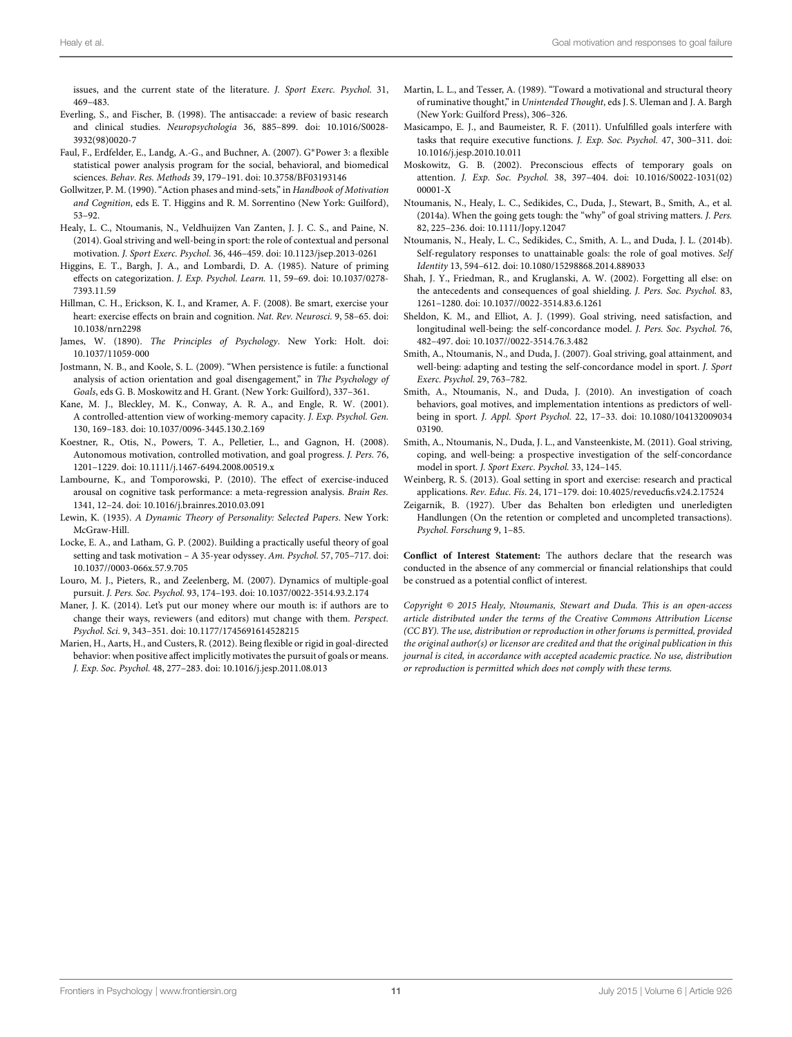issues, and the current state of the literature. *J. Sport Exerc. Psychol.* 31, 469–483.

Everling, S., and Fischer, B. (1998). The antisaccade: a review of basic research and clinical studies. *Neuropsychologia* 36, 885–899. doi: 10.1016/S0028-3932(98)00020-7

Faul, F., Erdfelder, E., Landg, A.-G., and Buchner, A. (2007). G*Power 3: a flexible statistical power analysis program for the social, behavioral, and biomedical sciences. *Behav. Res. Methods* 39, 179–191. doi: 10.3758/BF03193146

Gollwitzer, P. M. (1990). "Action phases and mind-sets," in *Handbook of Motivation and Cognition*, eds E. T. Higgins and R. M. Sorrentino (New York: Guilford), 53–92.

Healy, L. C., Ntoumanis, N., Veldhuijzen Van Zanten, J. J. C. S., and Paine, N. (2014). Goal striving and well-being in sport: the role of contextual and personal motivation. *J. Sport Exerc. Psychol.* 36, 446–459. doi: 10.1123/jsep.2013-0261

Higgins, E. T., Bargh, J. A., and Lombardi, D. A. (1985). Nature of priming effects on categorization. *J. Exp. Psychol. Learn.* 11, 59–69. doi: 10.1037/0278-7393.11.59

Hillman, C. H., Erickson, K. I., and Kramer, A. F. (2008). Be smart, exercise your heart: exercise effects on brain and cognition. *Nat. Rev. Neurosci.* 9, 58–65. doi: 10.1038/nrn2298

James, W. (1890). *The Principles of Psychology*. New York: Holt. doi: 10.1037/11059-000

Jostmann, N. B., and Koole, S. L. (2009). "When persistence is futile: a functional analysis of action orientation and goal disengagement," in *The Psychology of Goals*, eds G. B. Moskowitz and H. Grant. (New York: Guilford), 337–361.

Kane, M. J., Bleckley, M. K., Conway, A. R. A., and Engle, R. W. (2001). A controlled-attention view of working-memory capacity. *J. Exp. Psychol. Gen.* 130, 169–183. doi: 10.1037/0096-3445.130.2.169

Koestner, R., Otis, N., Powers, T. A., Pelletier, L., and Gagnon, H. (2008). Autonomous motivation, controlled motivation, and goal progress. *J. Pers.* 76, 1201–1229. doi: 10.1111/j.1467-6494.2008.00519.x

Lambourne, K., and Tomporowski, P. (2010). The effect of exercise-induced arousal on cognitive task performance: a meta-regression analysis. *Brain Res.* 1341, 12–24. doi: 10.1016/j.brainres.2010.03.091

Lewin, K. (1935). *A Dynamic Theory of Personality: Selected Papers*. New York: McGraw-Hill.

Locke, E. A., and Latham, G. P. (2002). Building a practically useful theory of goal setting and task motivation – A 35-year odyssey. *Am. Psychol.* 57, 705–717. doi: 10.1037//0003-066x.57.9.705

Louro, M. J., Pieters, R., and Zeelenberg, M. (2007). Dynamics of multiple-goal pursuit. *J. Pers. Soc. Psychol.* 93, 174–193. doi: 10.1037/0022-3514.93.2.174

Maner, J. K. (2014). Let's put our money where our mouth is: if authors are to change their ways, reviewers (and editors) mut change with them. *Perspect. Psychol. Sci.* 9, 343–351. doi: 10.1177/1745691614528215

Marien, H., Aarts, H., and Custers, R. (2012). Being flexible or rigid in goal-directed behavior: when positive affect implicitly motivates the pursuit of goals or means. *J. Exp. Soc. Psychol.* 48, 277–283. doi: 10.1016/j.jesp.2011.08.013

Martin, L. L., and Tesser, A. (1989). "Toward a motivational and structural theory of ruminative thought," in *Unintended Thought*, eds J. S. Uleman and J. A. Bargh (New York: Guilford Press), 306–326.

Masicampo, E. J., and Baumeister, R. F. (2011). Unfulfilled goals interfere with tasks that require executive functions. *J. Exp. Soc. Psychol.* 47, 300–311. doi: 10.1016/j.jesp.2010.10.011

Moskowitz, G. B. (2002). Preconscious effects of temporary goals on attention. *J. Exp. Soc. Psychol.* 38, 397–404. doi: 10.1016/S0022-1031(02)00001-X

Ntoumanis, N., Healy, L. C., Sedikides, C., Duda, J., Stewart, B., Smith, A., et al. (2014a). When the going gets tough: the "why" of goal striving matters. *J. Pers.* 82, 225–236. doi: 10.1111/Jopy.12047

Ntoumanis, N., Healy, L. C., Sedikides, C., Smith, A. L., and Duda, J. L. (2014b). Self-regulatory responses to unattainable goals: the role of goal motives. *Self Identity* 13, 594–612. doi: 10.1080/15298868.2014.889033

Shah, J. Y., Friedman, R., and Kruglanski, A. W. (2002). Forgetting all else: on the antecedents and consequences of goal shielding. *J. Pers. Soc. Psychol.* 83, 1261–1280. doi: 10.1037//0022-3514.83.6.1261

Sheldon, K. M., and Elliot, A. J. (1999). Goal striving, need satisfaction, and longitudinal well-being: the self-concordance model. *J. Pers. Soc. Psychol.* 76, 482–497. doi: 10.1037//0022-3514.76.3.482

Smith, A., Ntoumanis, N., and Duda, J. (2007). Goal striving, goal attainment, and well-being: adapting and testing the self-concordance model in sport. *J. Sport Exerc. Psychol.* 29, 763–782.

Smith, A., Ntoumanis, N., and Duda, J. (2010). An investigation of coach behaviors, goal motives, and implementation intentions as predictors of well-being in sport. *J. Appl. Sport Psychol.* 22, 17–33. doi: 10.1080/10413200903403190.

Smith, A., Ntoumanis, N., Duda, J. L., and Vansteenkiste, M. (2011). Goal striving, coping, and well-being: a prospective investigation of the self-concordance model in sport. *J. Sport Exerc. Psychol.* 33, 124–145.

Weinberg, R. S. (2013). Goal setting in sport and exercise: research and practical applications. *Rev. Educ. Fís*. 24, 171–179. doi: 10.4025/reveducfis.v24.2.17524

Zeigarnik, B. (1927). Uber das Behalten bon erledigten und unerledigten Handlungen (On the retention or completed and uncompleted transactions). *Psychol. Forschung* 9, 1–85.

**Conflict of Interest Statement:** The authors declare that the research was conducted in the absence of any commercial or financial relationships that could be construed as a potential conflict of interest.

*Copyright © 2015 Healy, Ntoumanis, Stewart and Duda. This is an open-access article distributed under the terms of the Creative Commons Attribution License (CC BY). The use, distribution or reproduction in other forums is permitted, provided the original author(s) or licensor are credited and that the original publication in this journal is cited, in accordance with accepted academic practice. No use, distribution or reproduction is permitted which does not comply with these terms.*